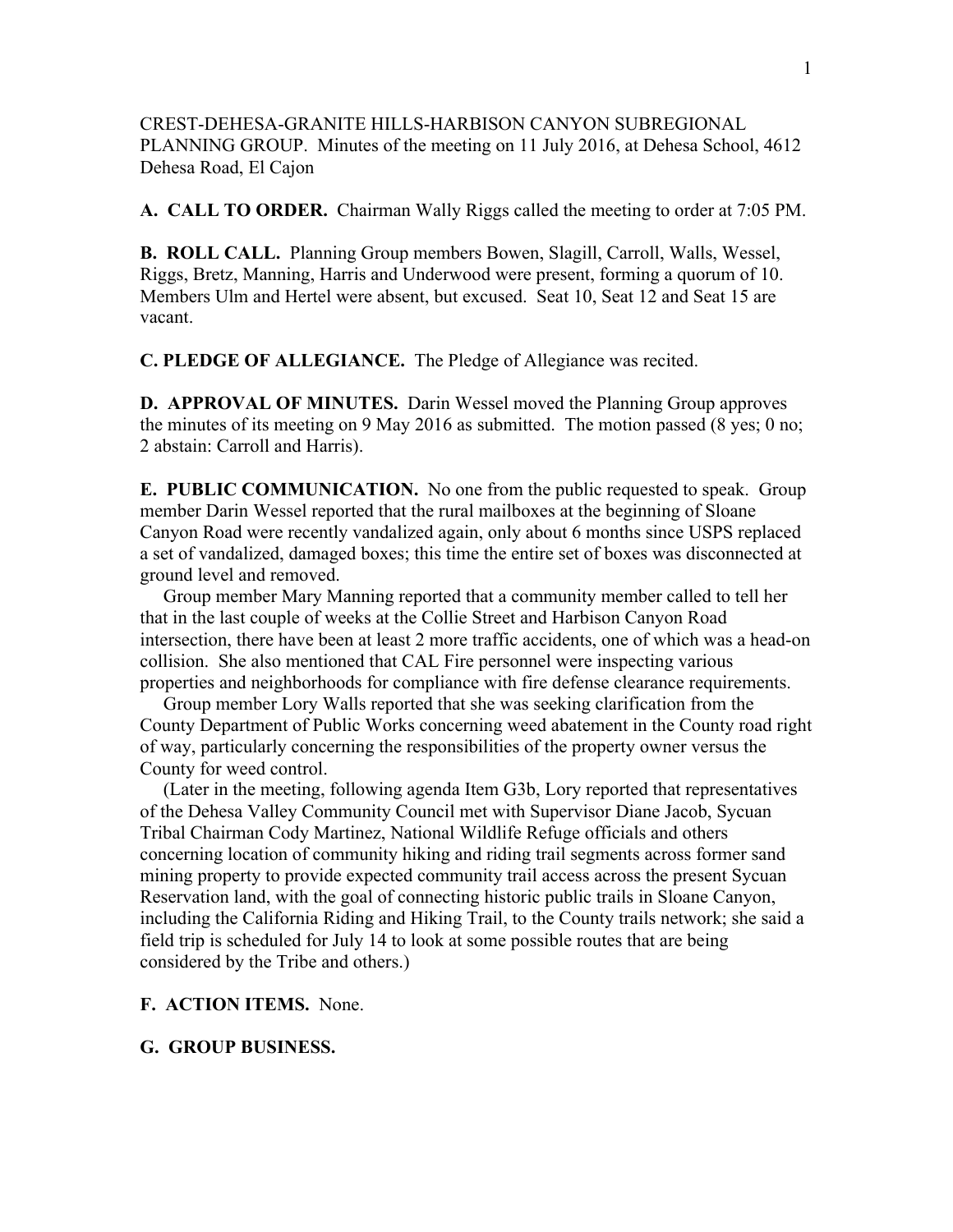CREST-DEHESA-GRANITE HILLS-HARBISON CANYON SUBREGIONAL PLANNING GROUP. Minutes of the meeting on 11 July 2016, at Dehesa School, 4612 Dehesa Road, El Cajon

**A. CALL TO ORDER.** Chairman Wally Riggs called the meeting to order at 7:05 PM.

**B. ROLL CALL.** Planning Group members Bowen, Slagill, Carroll, Walls, Wessel, Riggs, Bretz, Manning, Harris and Underwood were present, forming a quorum of 10. Members Ulm and Hertel were absent, but excused. Seat 10, Seat 12 and Seat 15 are vacant.

**C. PLEDGE OF ALLEGIANCE.** The Pledge of Allegiance was recited.

**D. APPROVAL OF MINUTES.** Darin Wessel moved the Planning Group approves the minutes of its meeting on 9 May 2016 as submitted. The motion passed (8 yes; 0 no; 2 abstain: Carroll and Harris).

**E. PUBLIC COMMUNICATION.** No one from the public requested to speak. Group member Darin Wessel reported that the rural mailboxes at the beginning of Sloane Canyon Road were recently vandalized again, only about 6 months since USPS replaced a set of vandalized, damaged boxes; this time the entire set of boxes was disconnected at ground level and removed.

Group member Mary Manning reported that a community member called to tell her that in the last couple of weeks at the Collie Street and Harbison Canyon Road intersection, there have been at least 2 more traffic accidents, one of which was a head-on collision. She also mentioned that CAL Fire personnel were inspecting various properties and neighborhoods for compliance with fire defense clearance requirements.

Group member Lory Walls reported that she was seeking clarification from the County Department of Public Works concerning weed abatement in the County road right of way, particularly concerning the responsibilities of the property owner versus the County for weed control.

(Later in the meeting, following agenda Item G3b, Lory reported that representatives of the Dehesa Valley Community Council met with Supervisor Diane Jacob, Sycuan Tribal Chairman Cody Martinez, National Wildlife Refuge officials and others concerning location of community hiking and riding trail segments across former sand mining property to provide expected community trail access across the present Sycuan Reservation land, with the goal of connecting historic public trails in Sloane Canyon, including the California Riding and Hiking Trail, to the County trails network; she said a field trip is scheduled for July 14 to look at some possible routes that are being considered by the Tribe and others.)

**F. ACTION ITEMS.** None.

**G. GROUP BUSINESS.**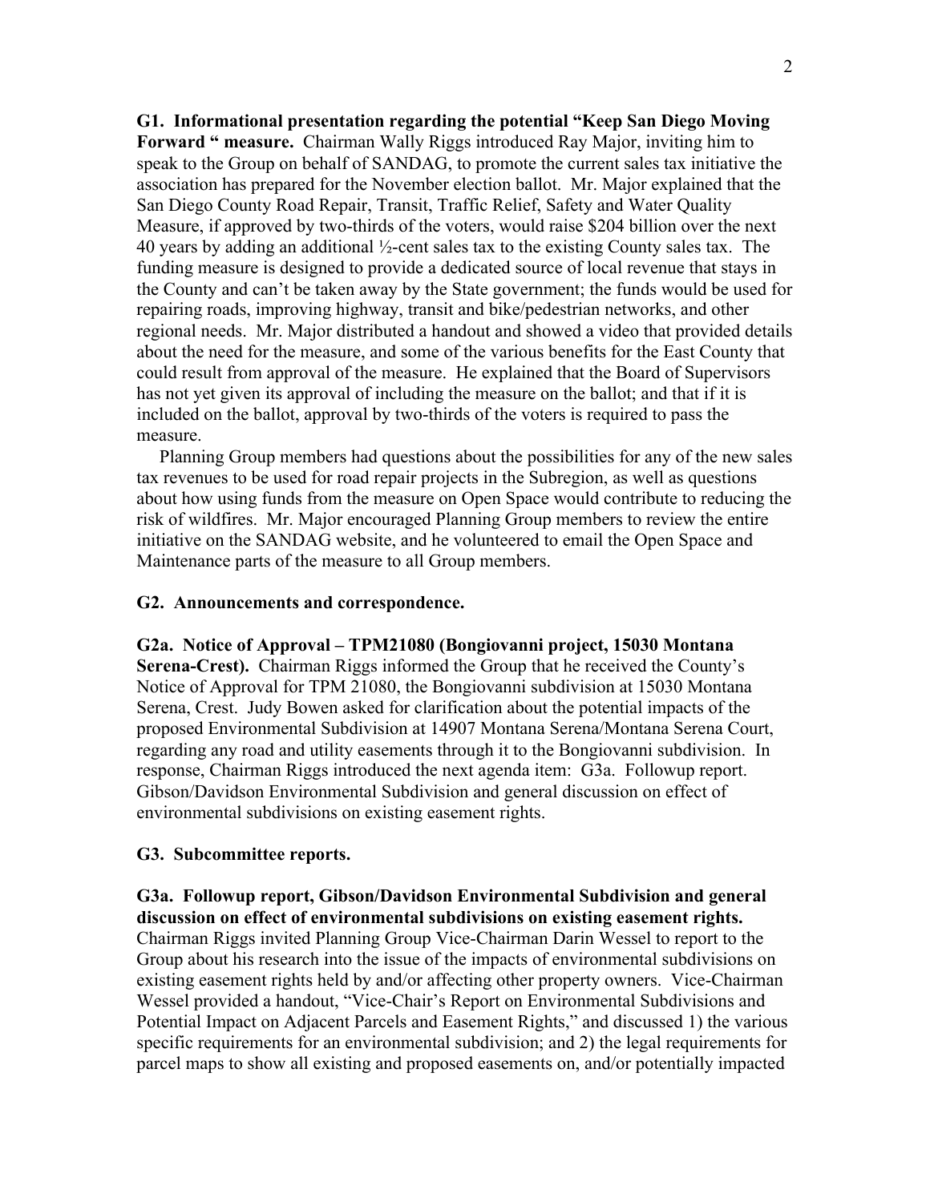**G1. Informational presentation regarding the potential "Keep San Diego Moving Forward " measure.** Chairman Wally Riggs introduced Ray Major, inviting him to speak to the Group on behalf of SANDAG, to promote the current sales tax initiative the association has prepared for the November election ballot. Mr. Major explained that the San Diego County Road Repair, Transit, Traffic Relief, Safety and Water Quality Measure, if approved by two-thirds of the voters, would raise \$204 billion over the next 40 years by adding an additional ½-cent sales tax to the existing County sales tax. The funding measure is designed to provide a dedicated source of local revenue that stays in the County and can't be taken away by the State government; the funds would be used for repairing roads, improving highway, transit and bike/pedestrian networks, and other regional needs. Mr. Major distributed a handout and showed a video that provided details about the need for the measure, and some of the various benefits for the East County that could result from approval of the measure. He explained that the Board of Supervisors has not yet given its approval of including the measure on the ballot; and that if it is included on the ballot, approval by two-thirds of the voters is required to pass the measure.

Planning Group members had questions about the possibilities for any of the new sales tax revenues to be used for road repair projects in the Subregion, as well as questions about how using funds from the measure on Open Space would contribute to reducing the risk of wildfires. Mr. Major encouraged Planning Group members to review the entire initiative on the SANDAG website, and he volunteered to email the Open Space and Maintenance parts of the measure to all Group members.

**G2. Announcements and correspondence.**

**G2a. Notice of Approval – TPM21080 (Bongiovanni project, 15030 Montana Serena-Crest).** Chairman Riggs informed the Group that he received the County's Notice of Approval for TPM 21080, the Bongiovanni subdivision at 15030 Montana Serena, Crest. Judy Bowen asked for clarification about the potential impacts of the proposed Environmental Subdivision at 14907 Montana Serena/Montana Serena Court, regarding any road and utility easements through it to the Bongiovanni subdivision. In response, Chairman Riggs introduced the next agenda item: G3a. Followup report. Gibson/Davidson Environmental Subdivision and general discussion on effect of environmental subdivisions on existing easement rights.

**G3. Subcommittee reports.**

**G3a. Followup report, Gibson/Davidson Environmental Subdivision and general discussion on effect of environmental subdivisions on existing easement rights.** Chairman Riggs invited Planning Group Vice-Chairman Darin Wessel to report to the Group about his research into the issue of the impacts of environmental subdivisions on existing easement rights held by and/or affecting other property owners. Vice-Chairman Wessel provided a handout, "Vice-Chair's Report on Environmental Subdivisions and Potential Impact on Adjacent Parcels and Easement Rights," and discussed 1) the various specific requirements for an environmental subdivision; and 2) the legal requirements for parcel maps to show all existing and proposed easements on, and/or potentially impacted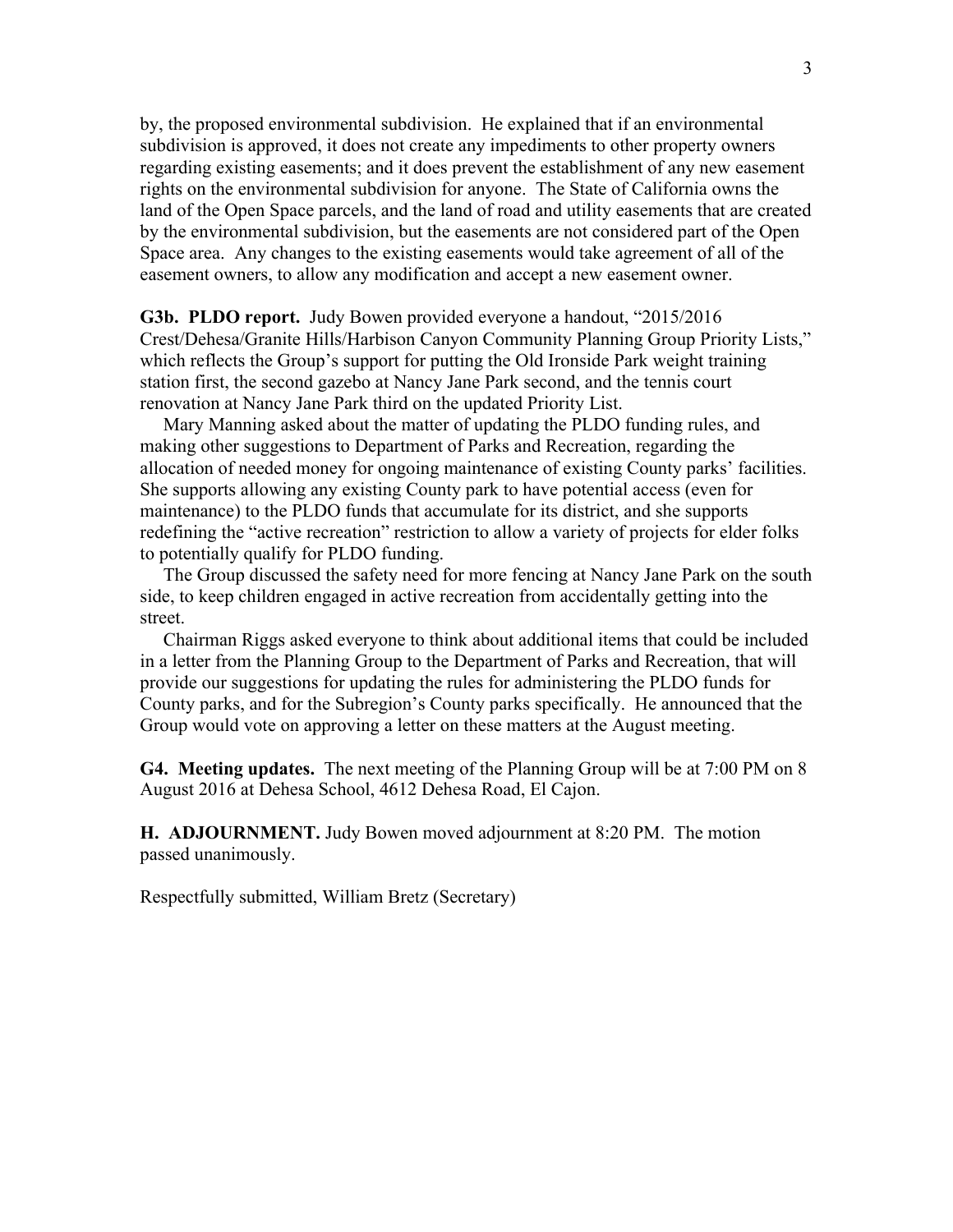by, the proposed environmental subdivision. He explained that if an environmental subdivision is approved, it does not create any impediments to other property owners regarding existing easements; and it does prevent the establishment of any new easement rights on the environmental subdivision for anyone. The State of California owns the land of the Open Space parcels, and the land of road and utility easements that are created by the environmental subdivision, but the easements are not considered part of the Open Space area. Any changes to the existing easements would take agreement of all of the easement owners, to allow any modification and accept a new easement owner.

**G3b. PLDO report.** Judy Bowen provided everyone a handout, "2015/2016 Crest/Dehesa/Granite Hills/Harbison Canyon Community Planning Group Priority Lists," which reflects the Group's support for putting the Old Ironside Park weight training station first, the second gazebo at Nancy Jane Park second, and the tennis court renovation at Nancy Jane Park third on the updated Priority List.

Mary Manning asked about the matter of updating the PLDO funding rules, and making other suggestions to Department of Parks and Recreation, regarding the allocation of needed money for ongoing maintenance of existing County parks' facilities. She supports allowing any existing County park to have potential access (even for maintenance) to the PLDO funds that accumulate for its district, and she supports redefining the "active recreation" restriction to allow a variety of projects for elder folks to potentially qualify for PLDO funding.

The Group discussed the safety need for more fencing at Nancy Jane Park on the south side, to keep children engaged in active recreation from accidentally getting into the street.

Chairman Riggs asked everyone to think about additional items that could be included in a letter from the Planning Group to the Department of Parks and Recreation, that will provide our suggestions for updating the rules for administering the PLDO funds for County parks, and for the Subregion's County parks specifically. He announced that the Group would vote on approving a letter on these matters at the August meeting.

**G4. Meeting updates.** The next meeting of the Planning Group will be at 7:00 PM on 8 August 2016 at Dehesa School, 4612 Dehesa Road, El Cajon.

**H. ADJOURNMENT.** Judy Bowen moved adjournment at 8:20 PM. The motion passed unanimously.

Respectfully submitted, William Bretz (Secretary)